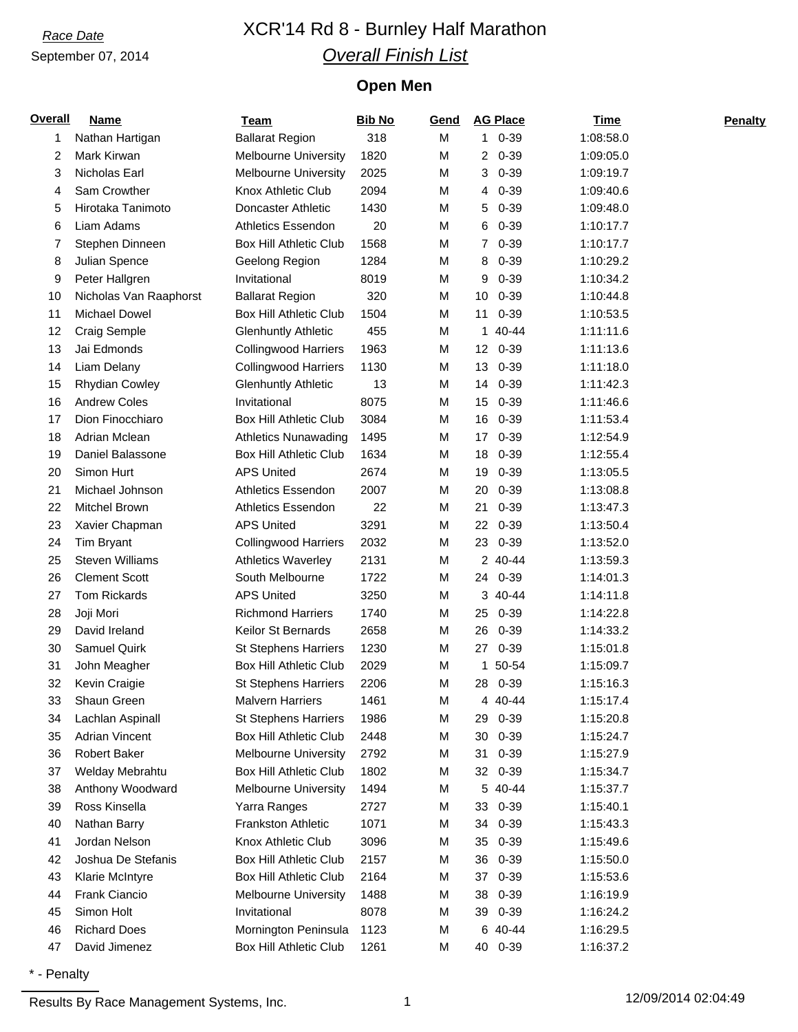*Race Date*

September 07, 2014

# XCR'14 Rd 8 - Burnley Half Marathon

## *Overall Finish List*

### Open Men

| Overall | Name | Team | Bib No | Gend | AG Place | Time | Penalty |
|---|---|---|---|---|---|---|---|
| 1 | Nathan Hartigan | Ballarat Region | 318 | M | 1 0-39 | 1:08:58.0 | |
| 2 | Mark Kirwan | Melbourne University | 1820 | M | 2 0-39 | 1:09:05.0 | |
| 3 | Nicholas Earl | Melbourne University | 2025 | M | 3 0-39 | 1:09:19.7 | |
| 4 | Sam Crowther | Knox Athletic Club | 2094 | M | 4 0-39 | 1:09:40.6 | |
| 5 | Hirotaka Tanimoto | Doncaster Athletic | 1430 | M | 5 0-39 | 1:09:48.0 | |
| 6 | Liam Adams | Athletics Essendon | 20 | M | 6 0-39 | 1:10:17.7 | |
| 7 | Stephen Dinneen | Box Hill Athletic Club | 1568 | M | 7 0-39 | 1:10:17.7 | |
| 8 | Julian Spence | Geelong Region | 1284 | M | 8 0-39 | 1:10:29.2 | |
| 9 | Peter Hallgren | Invitational | 8019 | M | 9 0-39 | 1:10:34.2 | |
| 10 | Nicholas Van Raaphorst | Ballarat Region | 320 | M | 10 0-39 | 1:10:44.8 | |
| 11 | Michael Dowel | Box Hill Athletic Club | 1504 | M | 11 0-39 | 1:10:53.5 | |
| 12 | Craig Semple | Glenhuntly Athletic | 455 | M | 1 40-44 | 1:11:11.6 | |
| 13 | Jai Edmonds | Collingwood Harriers | 1963 | M | 12 0-39 | 1:11:13.6 | |
| 14 | Liam Delany | Collingwood Harriers | 1130 | M | 13 0-39 | 1:11:18.0 | |
| 15 | Rhydian Cowley | Glenhuntly Athletic | 13 | M | 14 0-39 | 1:11:42.3 | |
| 16 | Andrew Coles | Invitational | 8075 | M | 15 0-39 | 1:11:46.6 | |
| 17 | Dion Finocchiaro | Box Hill Athletic Club | 3084 | M | 16 0-39 | 1:11:53.4 | |
| 18 | Adrian Mclean | Athletics Nunawading | 1495 | M | 17 0-39 | 1:12:54.9 | |
| 19 | Daniel Balassone | Box Hill Athletic Club | 1634 | M | 18 0-39 | 1:12:55.4 | |
| 20 | Simon Hurt | APS United | 2674 | M | 19 0-39 | 1:13:05.5 | |
| 21 | Michael Johnson | Athletics Essendon | 2007 | M | 20 0-39 | 1:13:08.8 | |
| 22 | Mitchel Brown | Athletics Essendon | 22 | M | 21 0-39 | 1:13:47.3 | |
| 23 | Xavier Chapman | APS United | 3291 | M | 22 0-39 | 1:13:50.4 | |
| 24 | Tim Bryant | Collingwood Harriers | 2032 | M | 23 0-39 | 1:13:52.0 | |
| 25 | Steven Williams | Athletics Waverley | 2131 | M | 2 40-44 | 1:13:59.3 | |
| 26 | Clement Scott | South Melbourne | 1722 | M | 24 0-39 | 1:14:01.3 | |
| 27 | Tom Rickards | APS United | 3250 | M | 3 40-44 | 1:14:11.8 | |
| 28 | Joji Mori | Richmond Harriers | 1740 | M | 25 0-39 | 1:14:22.8 | |
| 29 | David Ireland | Keilor St Bernards | 2658 | M | 26 0-39 | 1:14:33.2 | |
| 30 | Samuel Quirk | St Stephens Harriers | 1230 | M | 27 0-39 | 1:15:01.8 | |
| 31 | John Meagher | Box Hill Athletic Club | 2029 | M | 1 50-54 | 1:15:09.7 | |
| 32 | Kevin Craigie | St Stephens Harriers | 2206 | M | 28 0-39 | 1:15:16.3 | |
| 33 | Shaun Green | Malvern Harriers | 1461 | M | 4 40-44 | 1:15:17.4 | |
| 34 | Lachlan Aspinall | St Stephens Harriers | 1986 | M | 29 0-39 | 1:15:20.8 | |
| 35 | Adrian Vincent | Box Hill Athletic Club | 2448 | M | 30 0-39 | 1:15:24.7 | |
| 36 | Robert Baker | Melbourne University | 2792 | M | 31 0-39 | 1:15:27.9 | |
| 37 | Welday Mebrahtu | Box Hill Athletic Club | 1802 | M | 32 0-39 | 1:15:34.7 | |
| 38 | Anthony Woodward | Melbourne University | 1494 | M | 5 40-44 | 1:15:37.7 | |
| 39 | Ross Kinsella | Yarra Ranges | 2727 | M | 33 0-39 | 1:15:40.1 | |
| 40 | Nathan Barry | Frankston Athletic | 1071 | M | 34 0-39 | 1:15:43.3 | |
| 41 | Jordan Nelson | Knox Athletic Club | 3096 | M | 35 0-39 | 1:15:49.6 | |
| 42 | Joshua De Stefanis | Box Hill Athletic Club | 2157 | M | 36 0-39 | 1:15:50.0 | |
| 43 | Klarie McIntyre | Box Hill Athletic Club | 2164 | M | 37 0-39 | 1:15:53.6 | |
| 44 | Frank Ciancio | Melbourne University | 1488 | M | 38 0-39 | 1:16:19.9 | |
| 45 | Simon Holt | Invitational | 8078 | M | 39 0-39 | 1:16:24.2 | |
| 46 | Richard Does | Mornington Peninsula | 1123 | M | 6 40-44 | 1:16:29.5 | |
| 47 | David Jimenez | Box Hill Athletic Club | 1261 | M | 40 0-39 | 1:16:37.2 | |

* - Penalty

Results By Race Management Systems, Inc. 12/09/2014 02:04:49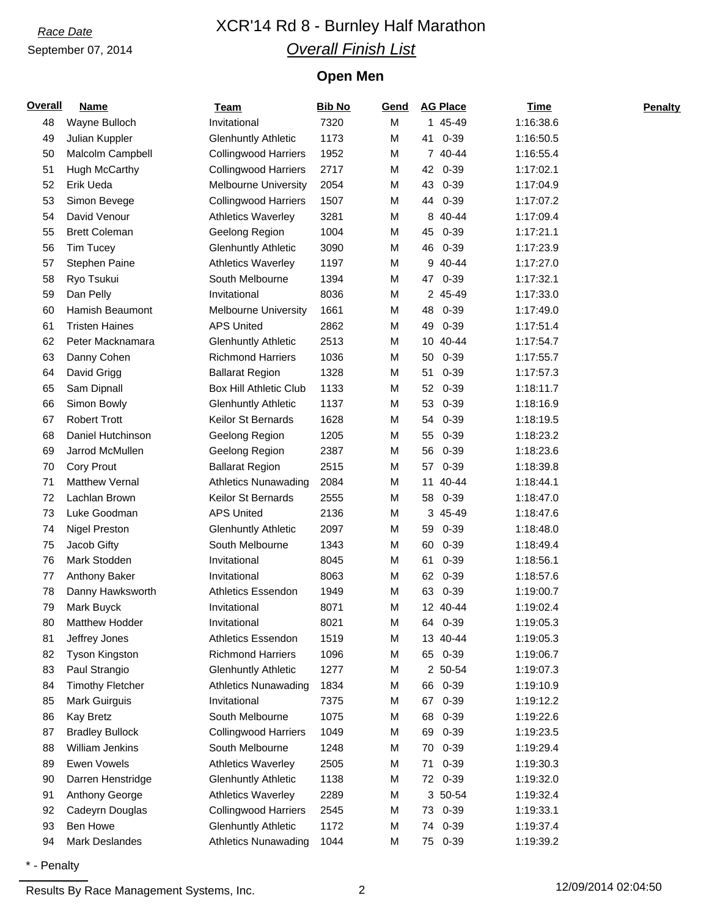*Race Date*

September 07, 2014

# XCR'14 Rd 8 - Burnley Half Marathon

## *Overall Finish List*

### Open Men

| Overall | Name | Team | Bib No | Gend | AG Place | Time | Penalty |
|---|---|---|---|---|---|---|---|
| 48 | Wayne Bulloch | Invitational | 7320 | M | 1 45-49 | 1:16:38.6 | |
| 49 | Julian Kuppler | Glenhuntly Athletic | 1173 | M | 41 0-39 | 1:16:50.5 | |
| 50 | Malcolm Campbell | Collingwood Harriers | 1952 | M | 7 40-44 | 1:16:55.4 | |
| 51 | Hugh McCarthy | Collingwood Harriers | 2717 | M | 42 0-39 | 1:17:02.1 | |
| 52 | Erik Ueda | Melbourne University | 2054 | M | 43 0-39 | 1:17:04.9 | |
| 53 | Simon Bevege | Collingwood Harriers | 1507 | M | 44 0-39 | 1:17:07.2 | |
| 54 | David Venour | Athletics Waverley | 3281 | M | 8 40-44 | 1:17:09.4 | |
| 55 | Brett Coleman | Geelong Region | 1004 | M | 45 0-39 | 1:17:21.1 | |
| 56 | Tim Tucey | Glenhuntly Athletic | 3090 | M | 46 0-39 | 1:17:23.9 | |
| 57 | Stephen Paine | Athletics Waverley | 1197 | M | 9 40-44 | 1:17:27.0 | |
| 58 | Ryo Tsukui | South Melbourne | 1394 | M | 47 0-39 | 1:17:32.1 | |
| 59 | Dan Pelly | Invitational | 8036 | M | 2 45-49 | 1:17:33.0 | |
| 60 | Hamish Beaumont | Melbourne University | 1661 | M | 48 0-39 | 1:17:49.0 | |
| 61 | Tristen Haines | APS United | 2862 | M | 49 0-39 | 1:17:51.4 | |
| 62 | Peter Macknamara | Glenhuntly Athletic | 2513 | M | 10 40-44 | 1:17:54.7 | |
| 63 | Danny Cohen | Richmond Harriers | 1036 | M | 50 0-39 | 1:17:55.7 | |
| 64 | David Grigg | Ballarat Region | 1328 | M | 51 0-39 | 1:17:57.3 | |
| 65 | Sam Dipnall | Box Hill Athletic Club | 1133 | M | 52 0-39 | 1:18:11.7 | |
| 66 | Simon Bowly | Glenhuntly Athletic | 1137 | M | 53 0-39 | 1:18:16.9 | |
| 67 | Robert Trott | Keilor St Bernards | 1628 | M | 54 0-39 | 1:18:19.5 | |
| 68 | Daniel Hutchinson | Geelong Region | 1205 | M | 55 0-39 | 1:18:23.2 | |
| 69 | Jarrod McMullen | Geelong Region | 2387 | M | 56 0-39 | 1:18:23.6 | |
| 70 | Cory Prout | Ballarat Region | 2515 | M | 57 0-39 | 1:18:39.8 | |
| 71 | Matthew Vernal | Athletics Nunawading | 2084 | M | 11 40-44 | 1:18:44.1 | |
| 72 | Lachlan Brown | Keilor St Bernards | 2555 | M | 58 0-39 | 1:18:47.0 | |
| 73 | Luke Goodman | APS United | 2136 | M | 3 45-49 | 1:18:47.6 | |
| 74 | Nigel Preston | Glenhuntly Athletic | 2097 | M | 59 0-39 | 1:18:48.0 | |
| 75 | Jacob Gifty | South Melbourne | 1343 | M | 60 0-39 | 1:18:49.4 | |
| 76 | Mark Stodden | Invitational | 8045 | M | 61 0-39 | 1:18:56.1 | |
| 77 | Anthony Baker | Invitational | 8063 | M | 62 0-39 | 1:18:57.6 | |
| 78 | Danny Hawksworth | Athletics Essendon | 1949 | M | 63 0-39 | 1:19:00.7 | |
| 79 | Mark Buyck | Invitational | 8071 | M | 12 40-44 | 1:19:02.4 | |
| 80 | Matthew Hodder | Invitational | 8021 | M | 64 0-39 | 1:19:05.3 | |
| 81 | Jeffrey Jones | Athletics Essendon | 1519 | M | 13 40-44 | 1:19:05.3 | |
| 82 | Tyson Kingston | Richmond Harriers | 1096 | M | 65 0-39 | 1:19:06.7 | |
| 83 | Paul Strangio | Glenhuntly Athletic | 1277 | M | 2 50-54 | 1:19:07.3 | |
| 84 | Timothy Fletcher | Athletics Nunawading | 1834 | M | 66 0-39 | 1:19:10.9 | |
| 85 | Mark Guirguis | Invitational | 7375 | M | 67 0-39 | 1:19:12.2 | |
| 86 | Kay Bretz | South Melbourne | 1075 | M | 68 0-39 | 1:19:22.6 | |
| 87 | Bradley Bullock | Collingwood Harriers | 1049 | M | 69 0-39 | 1:19:23.5 | |
| 88 | William Jenkins | South Melbourne | 1248 | M | 70 0-39 | 1:19:29.4 | |
| 89 | Ewen Vowels | Athletics Waverley | 2505 | M | 71 0-39 | 1:19:30.3 | |
| 90 | Darren Henstridge | Glenhuntly Athletic | 1138 | M | 72 0-39 | 1:19:32.0 | |
| 91 | Anthony George | Athletics Waverley | 2289 | M | 3 50-54 | 1:19:32.4 | |
| 92 | Cadeyrn Douglas | Collingwood Harriers | 2545 | M | 73 0-39 | 1:19:33.1 | |
| 93 | Ben Howe | Glenhuntly Athletic | 1172 | M | 74 0-39 | 1:19:37.4 | |
| 94 | Mark Deslandes | Athletics Nunawading | 1044 | M | 75 0-39 | 1:19:39.2 | |

* - Penalty

Results By Race Management Systems, Inc. 12/09/2014 02:04:50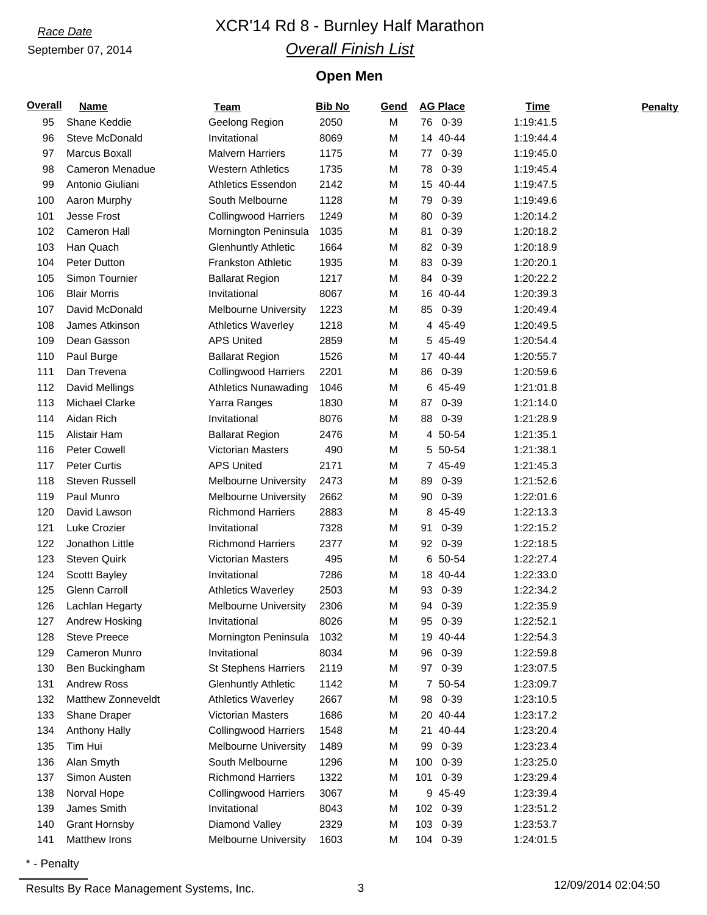*Race Date*

September 07, 2014

# XCR'14 Rd 8 - Burnley Half Marathon

## *Overall Finish List*

### Open Men

| Overall | Name | Team | Bib No | Gend | AG Place | Time | Penalty |
|---|---|---|---|---|---|---|---|
| 95 | Shane Keddie | Geelong Region | 2050 | M | 76 0-39 | 1:19:41.5 | |
| 96 | Steve McDonald | Invitational | 8069 | M | 14 40-44 | 1:19:44.4 | |
| 97 | Marcus Boxall | Malvern Harriers | 1175 | M | 77 0-39 | 1:19:45.0 | |
| 98 | Cameron Menadue | Western Athletics | 1735 | M | 78 0-39 | 1:19:45.4 | |
| 99 | Antonio Giuliani | Athletics Essendon | 2142 | M | 15 40-44 | 1:19:47.5 | |
| 100 | Aaron Murphy | South Melbourne | 1128 | M | 79 0-39 | 1:19:49.6 | |
| 101 | Jesse Frost | Collingwood Harriers | 1249 | M | 80 0-39 | 1:20:14.2 | |
| 102 | Cameron Hall | Mornington Peninsula | 1035 | M | 81 0-39 | 1:20:18.2 | |
| 103 | Han Quach | Glenhuntly Athletic | 1664 | M | 82 0-39 | 1:20:18.9 | |
| 104 | Peter Dutton | Frankston Athletic | 1935 | M | 83 0-39 | 1:20:20.1 | |
| 105 | Simon Tournier | Ballarat Region | 1217 | M | 84 0-39 | 1:20:22.2 | |
| 106 | Blair Morris | Invitational | 8067 | M | 16 40-44 | 1:20:39.3 | |
| 107 | David McDonald | Melbourne University | 1223 | M | 85 0-39 | 1:20:49.4 | |
| 108 | James Atkinson | Athletics Waverley | 1218 | M | 4 45-49 | 1:20:49.5 | |
| 109 | Dean Gasson | APS United | 2859 | M | 5 45-49 | 1:20:54.4 | |
| 110 | Paul Burge | Ballarat Region | 1526 | M | 17 40-44 | 1:20:55.7 | |
| 111 | Dan Trevena | Collingwood Harriers | 2201 | M | 86 0-39 | 1:20:59.6 | |
| 112 | David Mellings | Athletics Nunawading | 1046 | M | 6 45-49 | 1:21:01.8 | |
| 113 | Michael Clarke | Yarra Ranges | 1830 | M | 87 0-39 | 1:21:14.0 | |
| 114 | Aidan Rich | Invitational | 8076 | M | 88 0-39 | 1:21:28.9 | |
| 115 | Alistair Ham | Ballarat Region | 2476 | M | 4 50-54 | 1:21:35.1 | |
| 116 | Peter Cowell | Victorian Masters | 490 | M | 5 50-54 | 1:21:38.1 | |
| 117 | Peter Curtis | APS United | 2171 | M | 7 45-49 | 1:21:45.3 | |
| 118 | Steven Russell | Melbourne University | 2473 | M | 89 0-39 | 1:21:52.6 | |
| 119 | Paul Munro | Melbourne University | 2662 | M | 90 0-39 | 1:22:01.6 | |
| 120 | David Lawson | Richmond Harriers | 2883 | M | 8 45-49 | 1:22:13.3 | |
| 121 | Luke Crozier | Invitational | 7328 | M | 91 0-39 | 1:22:15.2 | |
| 122 | Jonathon Little | Richmond Harriers | 2377 | M | 92 0-39 | 1:22:18.5 | |
| 123 | Steven Quirk | Victorian Masters | 495 | M | 6 50-54 | 1:22:27.4 | |
| 124 | Scottt Bayley | Invitational | 7286 | M | 18 40-44 | 1:22:33.0 | |
| 125 | Glenn Carroll | Athletics Waverley | 2503 | M | 93 0-39 | 1:22:34.2 | |
| 126 | Lachlan Hegarty | Melbourne University | 2306 | M | 94 0-39 | 1:22:35.9 | |
| 127 | Andrew Hosking | Invitational | 8026 | M | 95 0-39 | 1:22:52.1 | |
| 128 | Steve Preece | Mornington Peninsula | 1032 | M | 19 40-44 | 1:22:54.3 | |
| 129 | Cameron Munro | Invitational | 8034 | M | 96 0-39 | 1:22:59.8 | |
| 130 | Ben Buckingham | St Stephens Harriers | 2119 | M | 97 0-39 | 1:23:07.5 | |
| 131 | Andrew Ross | Glenhuntly Athletic | 1142 | M | 7 50-54 | 1:23:09.7 | |
| 132 | Matthew Zonneveldt | Athletics Waverley | 2667 | M | 98 0-39 | 1:23:10.5 | |
| 133 | Shane Draper | Victorian Masters | 1686 | M | 20 40-44 | 1:23:17.2 | |
| 134 | Anthony Hally | Collingwood Harriers | 1548 | M | 21 40-44 | 1:23:20.4 | |
| 135 | Tim Hui | Melbourne University | 1489 | M | 99 0-39 | 1:23:23.4 | |
| 136 | Alan Smyth | South Melbourne | 1296 | M | 100 0-39 | 1:23:25.0 | |
| 137 | Simon Austen | Richmond Harriers | 1322 | M | 101 0-39 | 1:23:29.4 | |
| 138 | Norval Hope | Collingwood Harriers | 3067 | M | 9 45-49 | 1:23:39.4 | |
| 139 | James Smith | Invitational | 8043 | M | 102 0-39 | 1:23:51.2 | |
| 140 | Grant Hornsby | Diamond Valley | 2329 | M | 103 0-39 | 1:23:53.7 | |
| 141 | Matthew Irons | Melbourne University | 1603 | M | 104 0-39 | 1:24:01.5 | |

\* - Penalty

Results By Race Management Systems, Inc. 12/09/2014 02:04:50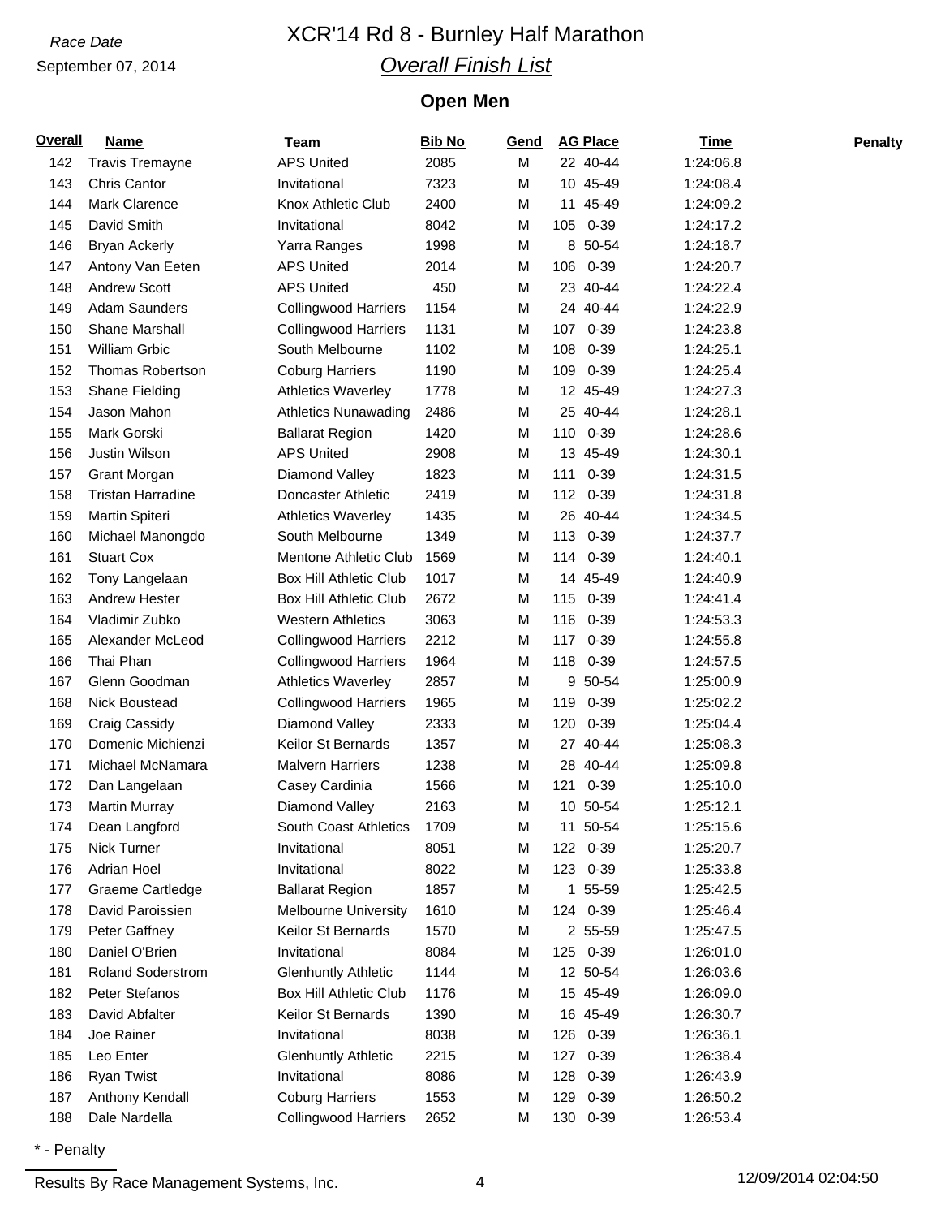Race Date

September 07, 2014

# XCR'14 Rd 8 - Burnley Half Marathon

## *Overall Finish List*

### Open Men

| Overall | Name | Team | Bib No | Gend | AG Place | Time | Penalty |
|---|---|---|---|---|---|---|---|
| 142 | Travis Tremayne | APS United | 2085 | M | 22 40-44 | 1:24:06.8 | |
| 143 | Chris Cantor | Invitational | 7323 | M | 10 45-49 | 1:24:08.4 | |
| 144 | Mark Clarence | Knox Athletic Club | 2400 | M | 11 45-49 | 1:24:09.2 | |
| 145 | David Smith | Invitational | 8042 | M | 105 0-39 | 1:24:17.2 | |
| 146 | Bryan Ackerly | Yarra Ranges | 1998 | M | 8 50-54 | 1:24:18.7 | |
| 147 | Antony Van Eeten | APS United | 2014 | M | 106 0-39 | 1:24:20.7 | |
| 148 | Andrew Scott | APS United | 450 | M | 23 40-44 | 1:24:22.4 | |
| 149 | Adam Saunders | Collingwood Harriers | 1154 | M | 24 40-44 | 1:24:22.9 | |
| 150 | Shane Marshall | Collingwood Harriers | 1131 | M | 107 0-39 | 1:24:23.8 | |
| 151 | William Grbic | South Melbourne | 1102 | M | 108 0-39 | 1:24:25.1 | |
| 152 | Thomas Robertson | Coburg Harriers | 1190 | M | 109 0-39 | 1:24:25.4 | |
| 153 | Shane Fielding | Athletics Waverley | 1778 | M | 12 45-49 | 1:24:27.3 | |
| 154 | Jason Mahon | Athletics Nunawading | 2486 | M | 25 40-44 | 1:24:28.1 | |
| 155 | Mark Gorski | Ballarat Region | 1420 | M | 110 0-39 | 1:24:28.6 | |
| 156 | Justin Wilson | APS United | 2908 | M | 13 45-49 | 1:24:30.1 | |
| 157 | Grant Morgan | Diamond Valley | 1823 | M | 111 0-39 | 1:24:31.5 | |
| 158 | Tristan Harradine | Doncaster Athletic | 2419 | M | 112 0-39 | 1:24:31.8 | |
| 159 | Martin Spiteri | Athletics Waverley | 1435 | M | 26 40-44 | 1:24:34.5 | |
| 160 | Michael Manongdo | South Melbourne | 1349 | M | 113 0-39 | 1:24:37.7 | |
| 161 | Stuart Cox | Mentone Athletic Club | 1569 | M | 114 0-39 | 1:24:40.1 | |
| 162 | Tony Langelaan | Box Hill Athletic Club | 1017 | M | 14 45-49 | 1:24:40.9 | |
| 163 | Andrew Hester | Box Hill Athletic Club | 2672 | M | 115 0-39 | 1:24:41.4 | |
| 164 | Vladimir Zubko | Western Athletics | 3063 | M | 116 0-39 | 1:24:53.3 | |
| 165 | Alexander McLeod | Collingwood Harriers | 2212 | M | 117 0-39 | 1:24:55.8 | |
| 166 | Thai Phan | Collingwood Harriers | 1964 | M | 118 0-39 | 1:24:57.5 | |
| 167 | Glenn Goodman | Athletics Waverley | 2857 | M | 9 50-54 | 1:25:00.9 | |
| 168 | Nick Boustead | Collingwood Harriers | 1965 | M | 119 0-39 | 1:25:02.2 | |
| 169 | Craig Cassidy | Diamond Valley | 2333 | M | 120 0-39 | 1:25:04.4 | |
| 170 | Domenic Michienzi | Keilor St Bernards | 1357 | M | 27 40-44 | 1:25:08.3 | |
| 171 | Michael McNamara | Malvern Harriers | 1238 | M | 28 40-44 | 1:25:09.8 | |
| 172 | Dan Langelaan | Casey Cardinia | 1566 | M | 121 0-39 | 1:25:10.0 | |
| 173 | Martin Murray | Diamond Valley | 2163 | M | 10 50-54 | 1:25:12.1 | |
| 174 | Dean Langford | South Coast Athletics | 1709 | M | 11 50-54 | 1:25:15.6 | |
| 175 | Nick Turner | Invitational | 8051 | M | 122 0-39 | 1:25:20.7 | |
| 176 | Adrian Hoel | Invitational | 8022 | M | 123 0-39 | 1:25:33.8 | |
| 177 | Graeme Cartledge | Ballarat Region | 1857 | M | 1 55-59 | 1:25:42.5 | |
| 178 | David Paroissien | Melbourne University | 1610 | M | 124 0-39 | 1:25:46.4 | |
| 179 | Peter Gaffney | Keilor St Bernards | 1570 | M | 2 55-59 | 1:25:47.5 | |
| 180 | Daniel O'Brien | Invitational | 8084 | M | 125 0-39 | 1:26:01.0 | |
| 181 | Roland Soderstrom | Glenhuntly Athletic | 1144 | M | 12 50-54 | 1:26:03.6 | |
| 182 | Peter Stefanos | Box Hill Athletic Club | 1176 | M | 15 45-49 | 1:26:09.0 | |
| 183 | David Abfalter | Keilor St Bernards | 1390 | M | 16 45-49 | 1:26:30.7 | |
| 184 | Joe Rainer | Invitational | 8038 | M | 126 0-39 | 1:26:36.1 | |
| 185 | Leo Enter | Glenhuntly Athletic | 2215 | M | 127 0-39 | 1:26:38.4 | |
| 186 | Ryan Twist | Invitational | 8086 | M | 128 0-39 | 1:26:43.9 | |
| 187 | Anthony Kendall | Coburg Harriers | 1553 | M | 129 0-39 | 1:26:50.2 | |
| 188 | Dale Nardella | Collingwood Harriers | 2652 | M | 130 0-39 | 1:26:53.4 | |

* - Penalty

Results By Race Management Systems, Inc. 12/09/2014 02:04:50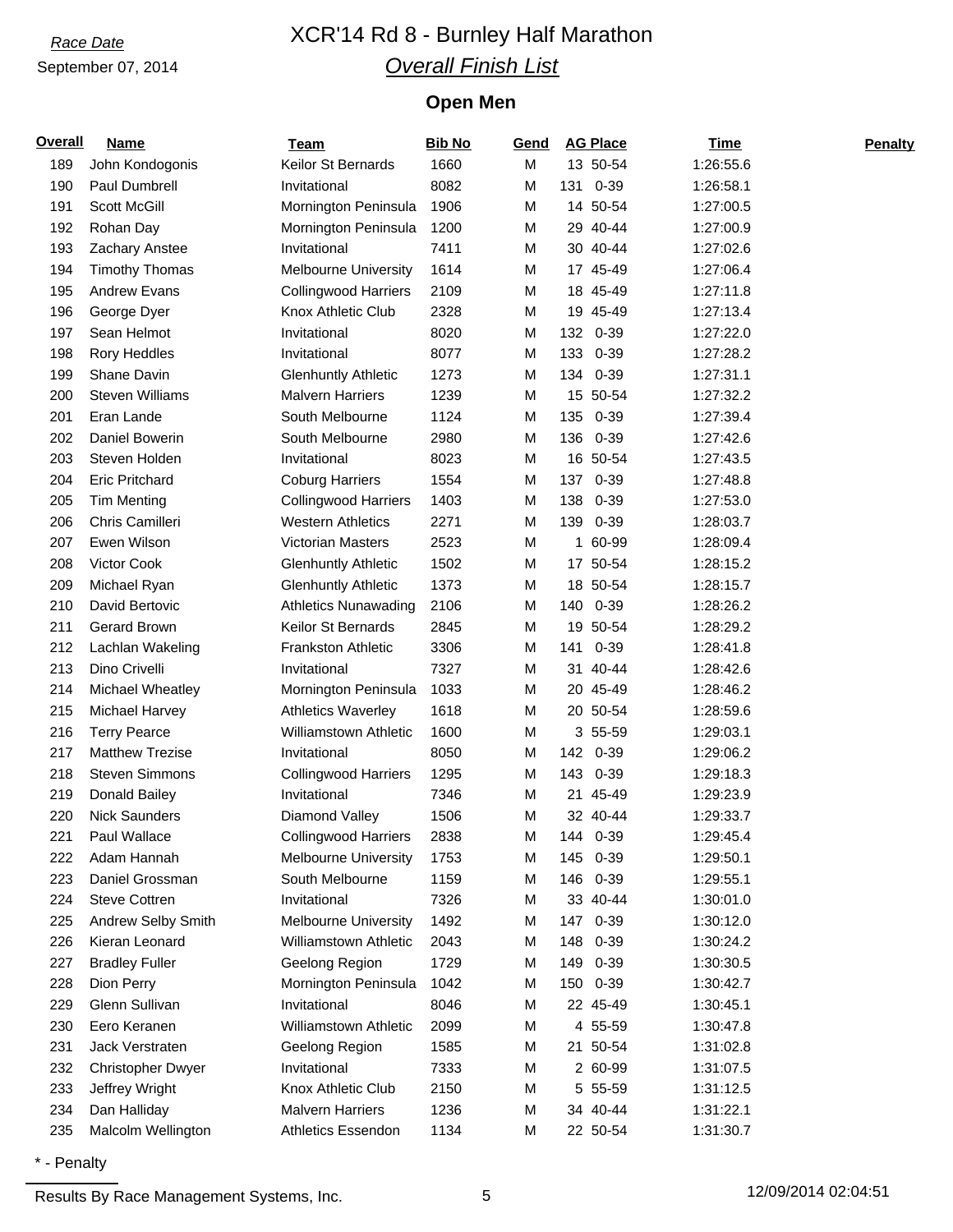Race Date

September 07, 2014

# XCR'14 Rd 8 - Burnley Half Marathon

## *Overall Finish List*

### Open Men

| Overall | Name | Team | Bib No | Gend | AG Place | Time | Penalty |
|---|---|---|---|---|---|---|---|
| 189 | John Kondogonis | Keilor St Bernards | 1660 | M | 13 50-54 | 1:26:55.6 | |
| 190 | Paul Dumbrell | Invitational | 8082 | M | 131 0-39 | 1:26:58.1 | |
| 191 | Scott McGill | Mornington Peninsula | 1906 | M | 14 50-54 | 1:27:00.5 | |
| 192 | Rohan Day | Mornington Peninsula | 1200 | M | 29 40-44 | 1:27:00.9 | |
| 193 | Zachary Anstee | Invitational | 7411 | M | 30 40-44 | 1:27:02.6 | |
| 194 | Timothy Thomas | Melbourne University | 1614 | M | 17 45-49 | 1:27:06.4 | |
| 195 | Andrew Evans | Collingwood Harriers | 2109 | M | 18 45-49 | 1:27:11.8 | |
| 196 | George Dyer | Knox Athletic Club | 2328 | M | 19 45-49 | 1:27:13.4 | |
| 197 | Sean Helmot | Invitational | 8020 | M | 132 0-39 | 1:27:22.0 | |
| 198 | Rory Heddles | Invitational | 8077 | M | 133 0-39 | 1:27:28.2 | |
| 199 | Shane Davin | Glenhuntly Athletic | 1273 | M | 134 0-39 | 1:27:31.1 | |
| 200 | Steven Williams | Malvern Harriers | 1239 | M | 15 50-54 | 1:27:32.2 | |
| 201 | Eran Lande | South Melbourne | 1124 | M | 135 0-39 | 1:27:39.4 | |
| 202 | Daniel Bowerin | South Melbourne | 2980 | M | 136 0-39 | 1:27:42.6 | |
| 203 | Steven Holden | Invitational | 8023 | M | 16 50-54 | 1:27:43.5 | |
| 204 | Eric Pritchard | Coburg Harriers | 1554 | M | 137 0-39 | 1:27:48.8 | |
| 205 | Tim Menting | Collingwood Harriers | 1403 | M | 138 0-39 | 1:27:53.0 | |
| 206 | Chris Camilleri | Western Athletics | 2271 | M | 139 0-39 | 1:28:03.7 | |
| 207 | Ewen Wilson | Victorian Masters | 2523 | M | 1 60-99 | 1:28:09.4 | |
| 208 | Victor Cook | Glenhuntly Athletic | 1502 | M | 17 50-54 | 1:28:15.2 | |
| 209 | Michael Ryan | Glenhuntly Athletic | 1373 | M | 18 50-54 | 1:28:15.7 | |
| 210 | David Bertovic | Athletics Nunawading | 2106 | M | 140 0-39 | 1:28:26.2 | |
| 211 | Gerard Brown | Keilor St Bernards | 2845 | M | 19 50-54 | 1:28:29.2 | |
| 212 | Lachlan Wakeling | Frankston Athletic | 3306 | M | 141 0-39 | 1:28:41.8 | |
| 213 | Dino Crivelli | Invitational | 7327 | M | 31 40-44 | 1:28:42.6 | |
| 214 | Michael Wheatley | Mornington Peninsula | 1033 | M | 20 45-49 | 1:28:46.2 | |
| 215 | Michael Harvey | Athletics Waverley | 1618 | M | 20 50-54 | 1:28:59.6 | |
| 216 | Terry Pearce | Williamstown Athletic | 1600 | M | 3 55-59 | 1:29:03.1 | |
| 217 | Matthew Trezise | Invitational | 8050 | M | 142 0-39 | 1:29:06.2 | |
| 218 | Steven Simmons | Collingwood Harriers | 1295 | M | 143 0-39 | 1:29:18.3 | |
| 219 | Donald Bailey | Invitational | 7346 | M | 21 45-49 | 1:29:23.9 | |
| 220 | Nick Saunders | Diamond Valley | 1506 | M | 32 40-44 | 1:29:33.7 | |
| 221 | Paul Wallace | Collingwood Harriers | 2838 | M | 144 0-39 | 1:29:45.4 | |
| 222 | Adam Hannah | Melbourne University | 1753 | M | 145 0-39 | 1:29:50.1 | |
| 223 | Daniel Grossman | South Melbourne | 1159 | M | 146 0-39 | 1:29:55.1 | |
| 224 | Steve Cottren | Invitational | 7326 | M | 33 40-44 | 1:30:01.0 | |
| 225 | Andrew Selby Smith | Melbourne University | 1492 | M | 147 0-39 | 1:30:12.0 | |
| 226 | Kieran Leonard | Williamstown Athletic | 2043 | M | 148 0-39 | 1:30:24.2 | |
| 227 | Bradley Fuller | Geelong Region | 1729 | M | 149 0-39 | 1:30:30.5 | |
| 228 | Dion Perry | Mornington Peninsula | 1042 | M | 150 0-39 | 1:30:42.7 | |
| 229 | Glenn Sullivan | Invitational | 8046 | M | 22 45-49 | 1:30:45.1 | |
| 230 | Eero Keranen | Williamstown Athletic | 2099 | M | 4 55-59 | 1:30:47.8 | |
| 231 | Jack Verstraten | Geelong Region | 1585 | M | 21 50-54 | 1:31:02.8 | |
| 232 | Christopher Dwyer | Invitational | 7333 | M | 2 60-99 | 1:31:07.5 | |
| 233 | Jeffrey Wright | Knox Athletic Club | 2150 | M | 5 55-59 | 1:31:12.5 | |
| 234 | Dan Halliday | Malvern Harriers | 1236 | M | 34 40-44 | 1:31:22.1 | |
| 235 | Malcolm Wellington | Athletics Essendon | 1134 | M | 22 50-54 | 1:31:30.7 | |

* - Penalty

Results By Race Management Systems, Inc. 12/09/2014 02:04:51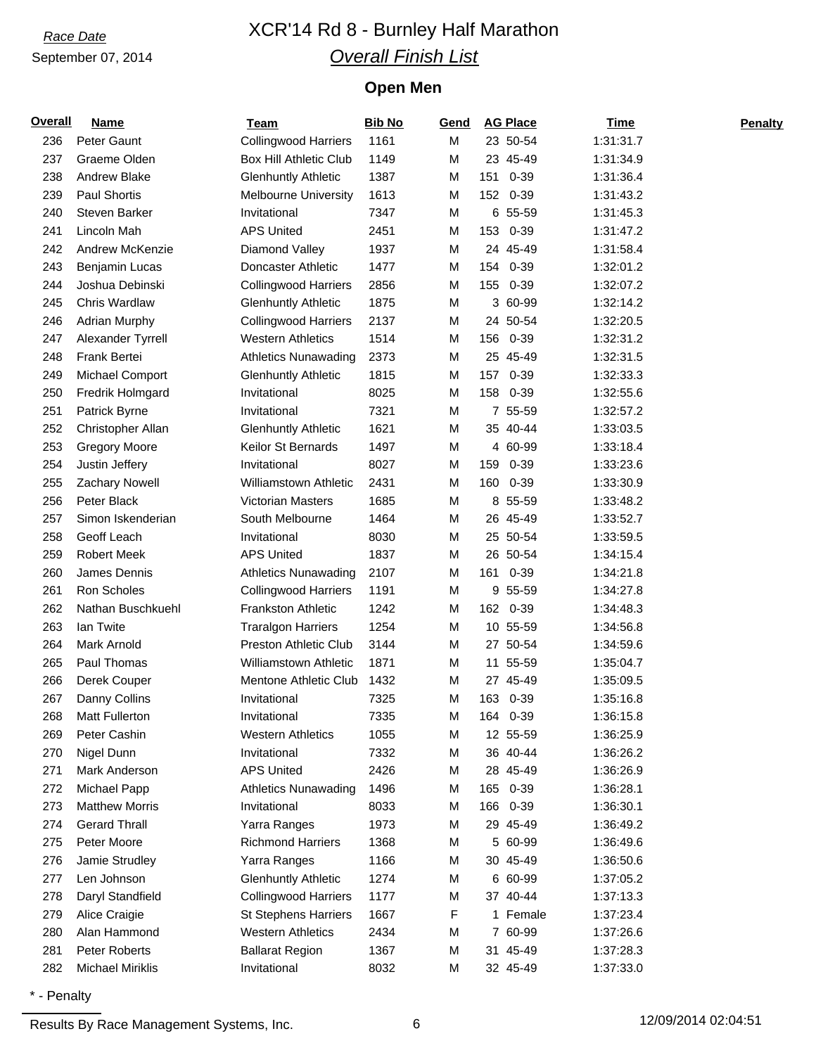*Race Date*

September 07, 2014

# XCR'14 Rd 8 - Burnley Half Marathon

## *Overall Finish List*

### Open Men

| Overall | Name | Team | Bib No | Gend | AG Place | Time | Penalty |
|---|---|---|---|---|---|---|---|
| 236 | Peter Gaunt | Collingwood Harriers | 1161 | M | 23 50-54 | 1:31:31.7 | |
| 237 | Graeme Olden | Box Hill Athletic Club | 1149 | M | 23 45-49 | 1:31:34.9 | |
| 238 | Andrew Blake | Glenhuntly Athletic | 1387 | M | 151 0-39 | 1:31:36.4 | |
| 239 | Paul Shortis | Melbourne University | 1613 | M | 152 0-39 | 1:31:43.2 | |
| 240 | Steven Barker | Invitational | 7347 | M | 6 55-59 | 1:31:45.3 | |
| 241 | Lincoln Mah | APS United | 2451 | M | 153 0-39 | 1:31:47.2 | |
| 242 | Andrew McKenzie | Diamond Valley | 1937 | M | 24 45-49 | 1:31:58.4 | |
| 243 | Benjamin Lucas | Doncaster Athletic | 1477 | M | 154 0-39 | 1:32:01.2 | |
| 244 | Joshua Debinski | Collingwood Harriers | 2856 | M | 155 0-39 | 1:32:07.2 | |
| 245 | Chris Wardlaw | Glenhuntly Athletic | 1875 | M | 3 60-99 | 1:32:14.2 | |
| 246 | Adrian Murphy | Collingwood Harriers | 2137 | M | 24 50-54 | 1:32:20.5 | |
| 247 | Alexander Tyrrell | Western Athletics | 1514 | M | 156 0-39 | 1:32:31.2 | |
| 248 | Frank Bertei | Athletics Nunawading | 2373 | M | 25 45-49 | 1:32:31.5 | |
| 249 | Michael Comport | Glenhuntly Athletic | 1815 | M | 157 0-39 | 1:32:33.3 | |
| 250 | Fredrik Holmgard | Invitational | 8025 | M | 158 0-39 | 1:32:55.6 | |
| 251 | Patrick Byrne | Invitational | 7321 | M | 7 55-59 | 1:32:57.2 | |
| 252 | Christopher Allan | Glenhuntly Athletic | 1621 | M | 35 40-44 | 1:33:03.5 | |
| 253 | Gregory Moore | Keilor St Bernards | 1497 | M | 4 60-99 | 1:33:18.4 | |
| 254 | Justin Jeffery | Invitational | 8027 | M | 159 0-39 | 1:33:23.6 | |
| 255 | Zachary Nowell | Williamstown Athletic | 2431 | M | 160 0-39 | 1:33:30.9 | |
| 256 | Peter Black | Victorian Masters | 1685 | M | 8 55-59 | 1:33:48.2 | |
| 257 | Simon Iskenderian | South Melbourne | 1464 | M | 26 45-49 | 1:33:52.7 | |
| 258 | Geoff Leach | Invitational | 8030 | M | 25 50-54 | 1:33:59.5 | |
| 259 | Robert Meek | APS United | 1837 | M | 26 50-54 | 1:34:15.4 | |
| 260 | James Dennis | Athletics Nunawading | 2107 | M | 161 0-39 | 1:34:21.8 | |
| 261 | Ron Scholes | Collingwood Harriers | 1191 | M | 9 55-59 | 1:34:27.8 | |
| 262 | Nathan Buschkuehl | Frankston Athletic | 1242 | M | 162 0-39 | 1:34:48.3 | |
| 263 | Ian Twite | Traralgon Harriers | 1254 | M | 10 55-59 | 1:34:56.8 | |
| 264 | Mark Arnold | Preston Athletic Club | 3144 | M | 27 50-54 | 1:34:59.6 | |
| 265 | Paul Thomas | Williamstown Athletic | 1871 | M | 11 55-59 | 1:35:04.7 | |
| 266 | Derek Couper | Mentone Athletic Club | 1432 | M | 27 45-49 | 1:35:09.5 | |
| 267 | Danny Collins | Invitational | 7325 | M | 163 0-39 | 1:35:16.8 | |
| 268 | Matt Fullerton | Invitational | 7335 | M | 164 0-39 | 1:36:15.8 | |
| 269 | Peter Cashin | Western Athletics | 1055 | M | 12 55-59 | 1:36:25.9 | |
| 270 | Nigel Dunn | Invitational | 7332 | M | 36 40-44 | 1:36:26.2 | |
| 271 | Mark Anderson | APS United | 2426 | M | 28 45-49 | 1:36:26.9 | |
| 272 | Michael Papp | Athletics Nunawading | 1496 | M | 165 0-39 | 1:36:28.1 | |
| 273 | Matthew Morris | Invitational | 8033 | M | 166 0-39 | 1:36:30.1 | |
| 274 | Gerard Thrall | Yarra Ranges | 1973 | M | 29 45-49 | 1:36:49.2 | |
| 275 | Peter Moore | Richmond Harriers | 1368 | M | 5 60-99 | 1:36:49.6 | |
| 276 | Jamie Strudley | Yarra Ranges | 1166 | M | 30 45-49 | 1:36:50.6 | |
| 277 | Len Johnson | Glenhuntly Athletic | 1274 | M | 6 60-99 | 1:37:05.2 | |
| 278 | Daryl Standfield | Collingwood Harriers | 1177 | M | 37 40-44 | 1:37:13.3 | |
| 279 | Alice Craigie | St Stephens Harriers | 1667 | F | 1 Female | 1:37:23.4 | |
| 280 | Alan Hammond | Western Athletics | 2434 | M | 7 60-99 | 1:37:26.6 | |
| 281 | Peter Roberts | Ballarat Region | 1367 | M | 31 45-49 | 1:37:28.3 | |
| 282 | Michael Miriklis | Invitational | 8032 | M | 32 45-49 | 1:37:33.0 | |

* - Penalty

Results By Race Management Systems, Inc. 12/09/2014 02:04:51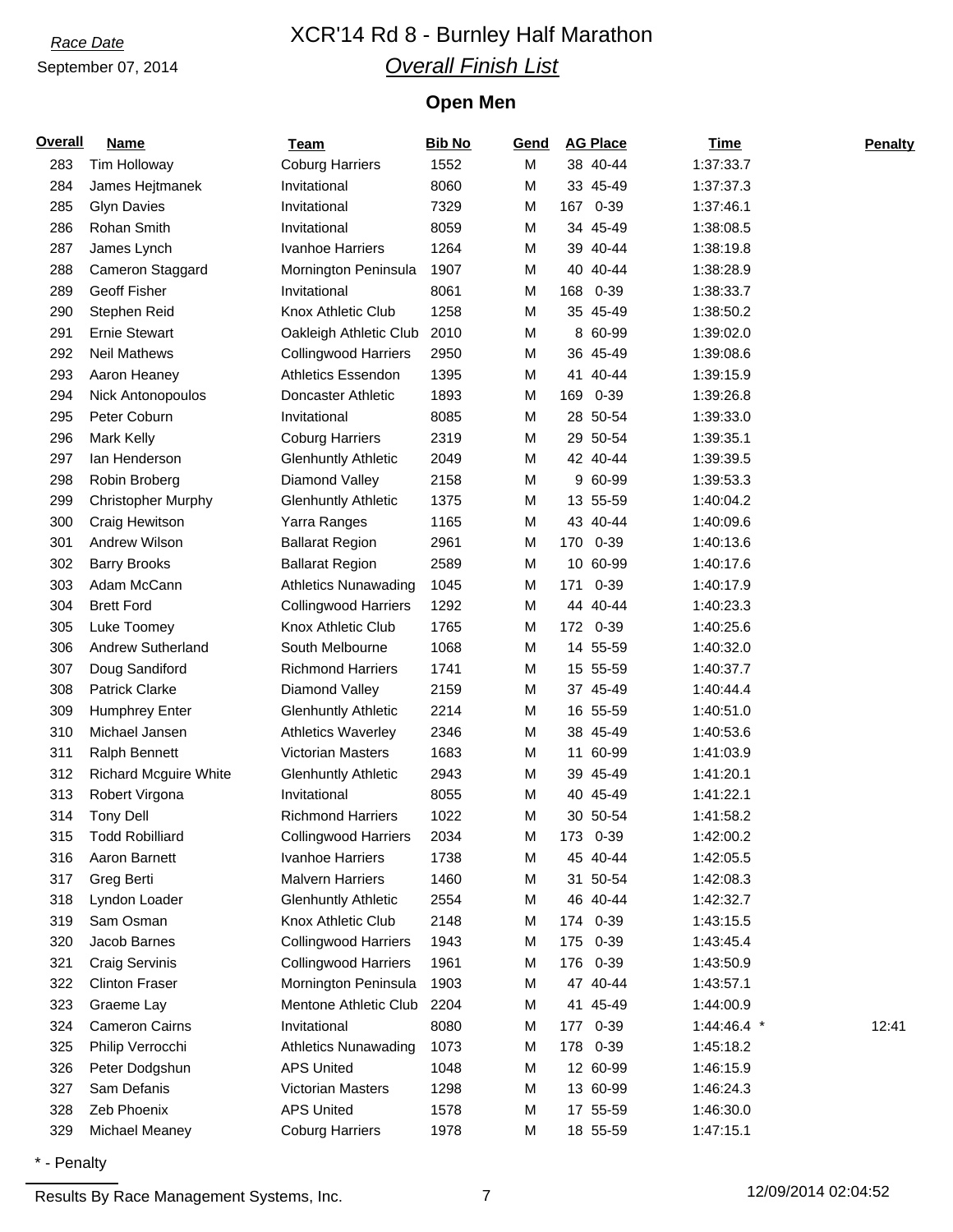*Race Date*

September 07, 2014

# XCR'14 Rd 8 - Burnley Half Marathon

## *Overall Finish List*

### Open Men

| Overall | Name | Team | Bib No | Gend | AG Place | Time | Penalty |
|---|---|---|---|---|---|---|---|
| 283 | Tim Holloway | Coburg Harriers | 1552 | M | 38 40-44 | 1:37:33.7 | |
| 284 | James Hejtmanek | Invitational | 8060 | M | 33 45-49 | 1:37:37.3 | |
| 285 | Glyn Davies | Invitational | 7329 | M | 167 0-39 | 1:37:46.1 | |
| 286 | Rohan Smith | Invitational | 8059 | M | 34 45-49 | 1:38:08.5 | |
| 287 | James Lynch | Ivanhoe Harriers | 1264 | M | 39 40-44 | 1:38:19.8 | |
| 288 | Cameron Staggard | Mornington Peninsula | 1907 | M | 40 40-44 | 1:38:28.9 | |
| 289 | Geoff Fisher | Invitational | 8061 | M | 168 0-39 | 1:38:33.7 | |
| 290 | Stephen Reid | Knox Athletic Club | 1258 | M | 35 45-49 | 1:38:50.2 | |
| 291 | Ernie Stewart | Oakleigh Athletic Club | 2010 | M | 8 60-99 | 1:39:02.0 | |
| 292 | Neil Mathews | Collingwood Harriers | 2950 | M | 36 45-49 | 1:39:08.6 | |
| 293 | Aaron Heaney | Athletics Essendon | 1395 | M | 41 40-44 | 1:39:15.9 | |
| 294 | Nick Antonopoulos | Doncaster Athletic | 1893 | M | 169 0-39 | 1:39:26.8 | |
| 295 | Peter Coburn | Invitational | 8085 | M | 28 50-54 | 1:39:33.0 | |
| 296 | Mark Kelly | Coburg Harriers | 2319 | M | 29 50-54 | 1:39:35.1 | |
| 297 | Ian Henderson | Glenhuntly Athletic | 2049 | M | 42 40-44 | 1:39:39.5 | |
| 298 | Robin Broberg | Diamond Valley | 2158 | M | 9 60-99 | 1:39:53.3 | |
| 299 | Christopher Murphy | Glenhuntly Athletic | 1375 | M | 13 55-59 | 1:40:04.2 | |
| 300 | Craig Hewitson | Yarra Ranges | 1165 | M | 43 40-44 | 1:40:09.6 | |
| 301 | Andrew Wilson | Ballarat Region | 2961 | M | 170 0-39 | 1:40:13.6 | |
| 302 | Barry Brooks | Ballarat Region | 2589 | M | 10 60-99 | 1:40:17.6 | |
| 303 | Adam McCann | Athletics Nunawading | 1045 | M | 171 0-39 | 1:40:17.9 | |
| 304 | Brett Ford | Collingwood Harriers | 1292 | M | 44 40-44 | 1:40:23.3 | |
| 305 | Luke Toomey | Knox Athletic Club | 1765 | M | 172 0-39 | 1:40:25.6 | |
| 306 | Andrew Sutherland | South Melbourne | 1068 | M | 14 55-59 | 1:40:32.0 | |
| 307 | Doug Sandiford | Richmond Harriers | 1741 | M | 15 55-59 | 1:40:37.7 | |
| 308 | Patrick Clarke | Diamond Valley | 2159 | M | 37 45-49 | 1:40:44.4 | |
| 309 | Humphrey Enter | Glenhuntly Athletic | 2214 | M | 16 55-59 | 1:40:51.0 | |
| 310 | Michael Jansen | Athletics Waverley | 2346 | M | 38 45-49 | 1:40:53.6 | |
| 311 | Ralph Bennett | Victorian Masters | 1683 | M | 11 60-99 | 1:41:03.9 | |
| 312 | Richard Mcguire White | Glenhuntly Athletic | 2943 | M | 39 45-49 | 1:41:20.1 | |
| 313 | Robert Virgona | Invitational | 8055 | M | 40 45-49 | 1:41:22.1 | |
| 314 | Tony Dell | Richmond Harriers | 1022 | M | 30 50-54 | 1:41:58.2 | |
| 315 | Todd Robilliard | Collingwood Harriers | 2034 | M | 173 0-39 | 1:42:00.2 | |
| 316 | Aaron Barnett | Ivanhoe Harriers | 1738 | M | 45 40-44 | 1:42:05.5 | |
| 317 | Greg Berti | Malvern Harriers | 1460 | M | 31 50-54 | 1:42:08.3 | |
| 318 | Lyndon Loader | Glenhuntly Athletic | 2554 | M | 46 40-44 | 1:42:32.7 | |
| 319 | Sam Osman | Knox Athletic Club | 2148 | M | 174 0-39 | 1:43:15.5 | |
| 320 | Jacob Barnes | Collingwood Harriers | 1943 | M | 175 0-39 | 1:43:45.4 | |
| 321 | Craig Servinis | Collingwood Harriers | 1961 | M | 176 0-39 | 1:43:50.9 | |
| 322 | Clinton Fraser | Mornington Peninsula | 1903 | M | 47 40-44 | 1:43:57.1 | |
| 323 | Graeme Lay | Mentone Athletic Club | 2204 | M | 41 45-49 | 1:44:00.9 | |
| 324 | Cameron Cairns | Invitational | 8080 | M | 177 0-39 | 1:44:46.4 * | 12:41 |
| 325 | Philip Verrocchi | Athletics Nunawading | 1073 | M | 178 0-39 | 1:45:18.2 | |
| 326 | Peter Dodgshun | APS United | 1048 | M | 12 60-99 | 1:46:15.9 | |
| 327 | Sam Defanis | Victorian Masters | 1298 | M | 13 60-99 | 1:46:24.3 | |
| 328 | Zeb Phoenix | APS United | 1578 | M | 17 55-59 | 1:46:30.0 | |
| 329 | Michael Meaney | Coburg Harriers | 1978 | M | 18 55-59 | 1:47:15.1 | |

\* - Penalty

Results By Race Management Systems, Inc. 12/09/2014 02:04:52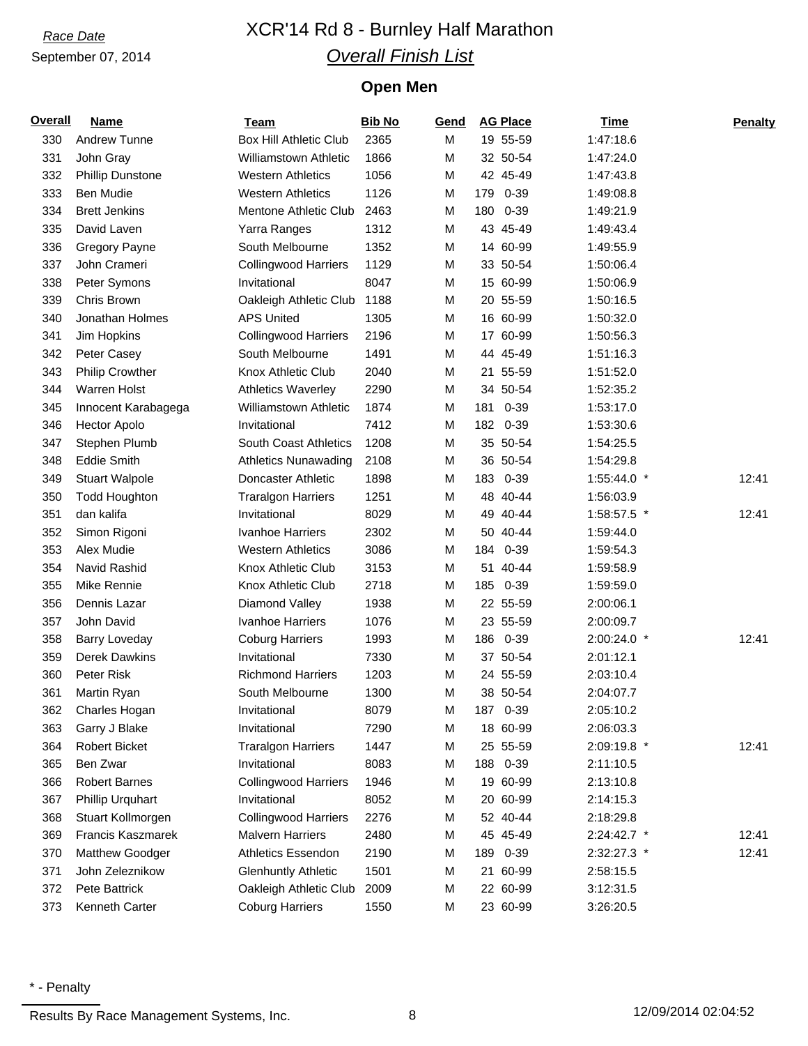*Race Date*

September 07, 2014

# XCR'14 Rd 8 - Burnley Half Marathon

## *Overall Finish List*

### Open Men

| Overall | Name | Team | Bib No | Gend | AG Place | Time | Penalty |
|---|---|---|---|---|---|---|---|
| 330 | Andrew Tunne | Box Hill Athletic Club | 2365 | M | 19 55-59 | 1:47:18.6 | |
| 331 | John Gray | Williamstown Athletic | 1866 | M | 32 50-54 | 1:47:24.0 | |
| 332 | Phillip Dunstone | Western Athletics | 1056 | M | 42 45-49 | 1:47:43.8 | |
| 333 | Ben Mudie | Western Athletics | 1126 | M | 179 0-39 | 1:49:08.8 | |
| 334 | Brett Jenkins | Mentone Athletic Club | 2463 | M | 180 0-39 | 1:49:21.9 | |
| 335 | David Laven | Yarra Ranges | 1312 | M | 43 45-49 | 1:49:43.4 | |
| 336 | Gregory Payne | South Melbourne | 1352 | M | 14 60-99 | 1:49:55.9 | |
| 337 | John Crameri | Collingwood Harriers | 1129 | M | 33 50-54 | 1:50:06.4 | |
| 338 | Peter Symons | Invitational | 8047 | M | 15 60-99 | 1:50:06.9 | |
| 339 | Chris Brown | Oakleigh Athletic Club | 1188 | M | 20 55-59 | 1:50:16.5 | |
| 340 | Jonathan Holmes | APS United | 1305 | M | 16 60-99 | 1:50:32.0 | |
| 341 | Jim Hopkins | Collingwood Harriers | 2196 | M | 17 60-99 | 1:50:56.3 | |
| 342 | Peter Casey | South Melbourne | 1491 | M | 44 45-49 | 1:51:16.3 | |
| 343 | Philip Crowther | Knox Athletic Club | 2040 | M | 21 55-59 | 1:51:52.0 | |
| 344 | Warren Holst | Athletics Waverley | 2290 | M | 34 50-54 | 1:52:35.2 | |
| 345 | Innocent Karabagega | Williamstown Athletic | 1874 | M | 181 0-39 | 1:53:17.0 | |
| 346 | Hector Apolo | Invitational | 7412 | M | 182 0-39 | 1:53:30.6 | |
| 347 | Stephen Plumb | South Coast Athletics | 1208 | M | 35 50-54 | 1:54:25.5 | |
| 348 | Eddie Smith | Athletics Nunawading | 2108 | M | 36 50-54 | 1:54:29.8 | |
| 349 | Stuart Walpole | Doncaster Athletic | 1898 | M | 183 0-39 | 1:55:44.0 * | 12:41 |
| 350 | Todd Houghton | Traralgon Harriers | 1251 | M | 48 40-44 | 1:56:03.9 | |
| 351 | dan kalifa | Invitational | 8029 | M | 49 40-44 | 1:58:57.5 * | 12:41 |
| 352 | Simon Rigoni | Ivanhoe Harriers | 2302 | M | 50 40-44 | 1:59:44.0 | |
| 353 | Alex Mudie | Western Athletics | 3086 | M | 184 0-39 | 1:59:54.3 | |
| 354 | Navid Rashid | Knox Athletic Club | 3153 | M | 51 40-44 | 1:59:58.9 | |
| 355 | Mike Rennie | Knox Athletic Club | 2718 | M | 185 0-39 | 1:59:59.0 | |
| 356 | Dennis Lazar | Diamond Valley | 1938 | M | 22 55-59 | 2:00:06.1 | |
| 357 | John David | Ivanhoe Harriers | 1076 | M | 23 55-59 | 2:00:09.7 | |
| 358 | Barry Loveday | Coburg Harriers | 1993 | M | 186 0-39 | 2:00:24.0 * | 12:41 |
| 359 | Derek Dawkins | Invitational | 7330 | M | 37 50-54 | 2:01:12.1 | |
| 360 | Peter Risk | Richmond Harriers | 1203 | M | 24 55-59 | 2:03:10.4 | |
| 361 | Martin Ryan | South Melbourne | 1300 | M | 38 50-54 | 2:04:07.7 | |
| 362 | Charles Hogan | Invitational | 8079 | M | 187 0-39 | 2:05:10.2 | |
| 363 | Garry J Blake | Invitational | 7290 | M | 18 60-99 | 2:06:03.3 | |
| 364 | Robert Bicket | Traralgon Harriers | 1447 | M | 25 55-59 | 2:09:19.8 * | 12:41 |
| 365 | Ben Zwar | Invitational | 8083 | M | 188 0-39 | 2:11:10.5 | |
| 366 | Robert Barnes | Collingwood Harriers | 1946 | M | 19 60-99 | 2:13:10.8 | |
| 367 | Phillip Urquhart | Invitational | 8052 | M | 20 60-99 | 2:14:15.3 | |
| 368 | Stuart Kollmorgen | Collingwood Harriers | 2276 | M | 52 40-44 | 2:18:29.8 | |
| 369 | Francis Kaszmarek | Malvern Harriers | 2480 | M | 45 45-49 | 2:24:42.7 * | 12:41 |
| 370 | Matthew Goodger | Athletics Essendon | 2190 | M | 189 0-39 | 2:32:27.3 * | 12:41 |
| 371 | John Zeleznikow | Glenhuntly Athletic | 1501 | M | 21 60-99 | 2:58:15.5 | |
| 372 | Pete Battrick | Oakleigh Athletic Club | 2009 | M | 22 60-99 | 3:12:31.5 | |
| 373 | Kenneth Carter | Coburg Harriers | 1550 | M | 23 60-99 | 3:26:20.5 | |

\* - Penalty

Results By Race Management Systems, Inc. 12/09/2014 02:04:52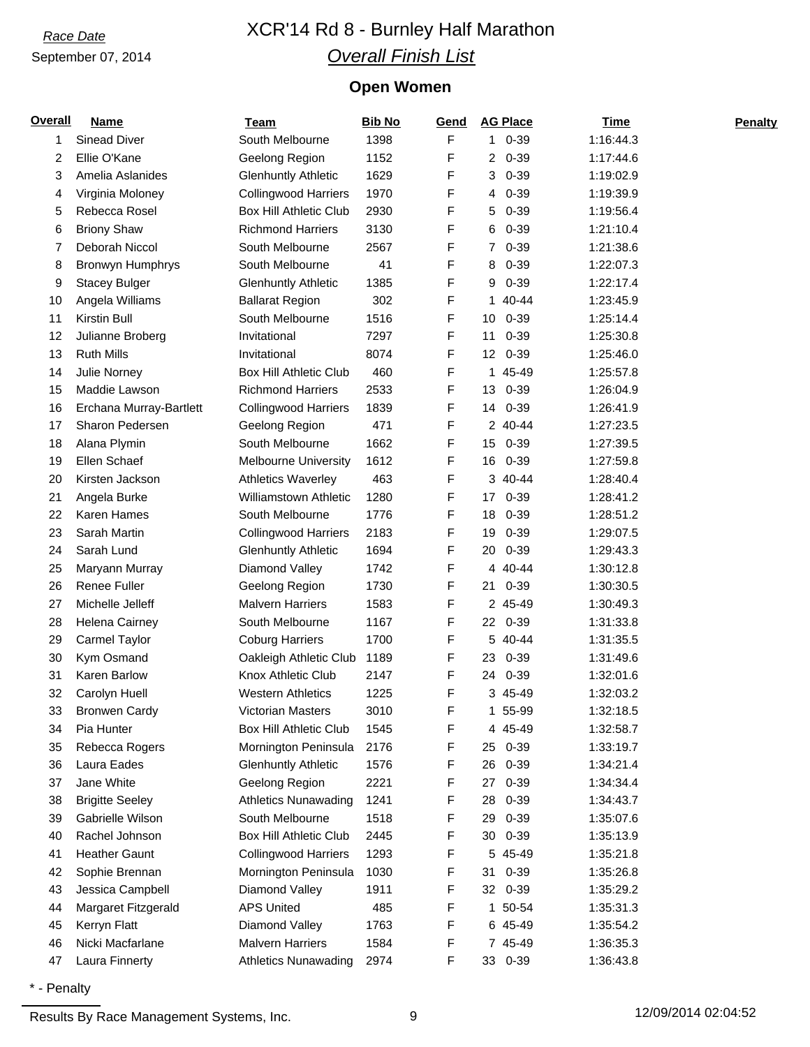Race Date

September 07, 2014

# XCR'14 Rd 8 - Burnley Half Marathon

## *Overall Finish List*

### Open Women

| Overall | Name | Team | Bib No | Gend | AG Place | Time | Penalty |
|---|---|---|---|---|---|---|---|
| 1 | Sinead Diver | South Melbourne | 1398 | F | 1 0-39 | 1:16:44.3 | |
| 2 | Ellie O'Kane | Geelong Region | 1152 | F | 2 0-39 | 1:17:44.6 | |
| 3 | Amelia Aslanides | Glenhuntly Athletic | 1629 | F | 3 0-39 | 1:19:02.9 | |
| 4 | Virginia Moloney | Collingwood Harriers | 1970 | F | 4 0-39 | 1:19:39.9 | |
| 5 | Rebecca Rosel | Box Hill Athletic Club | 2930 | F | 5 0-39 | 1:19:56.4 | |
| 6 | Briony Shaw | Richmond Harriers | 3130 | F | 6 0-39 | 1:21:10.4 | |
| 7 | Deborah Niccol | South Melbourne | 2567 | F | 7 0-39 | 1:21:38.6 | |
| 8 | Bronwyn Humphrys | South Melbourne | 41 | F | 8 0-39 | 1:22:07.3 | |
| 9 | Stacey Bulger | Glenhuntly Athletic | 1385 | F | 9 0-39 | 1:22:17.4 | |
| 10 | Angela Williams | Ballarat Region | 302 | F | 1 40-44 | 1:23:45.9 | |
| 11 | Kirstin Bull | South Melbourne | 1516 | F | 10 0-39 | 1:25:14.4 | |
| 12 | Julianne Broberg | Invitational | 7297 | F | 11 0-39 | 1:25:30.8 | |
| 13 | Ruth Mills | Invitational | 8074 | F | 12 0-39 | 1:25:46.0 | |
| 14 | Julie Norney | Box Hill Athletic Club | 460 | F | 1 45-49 | 1:25:57.8 | |
| 15 | Maddie Lawson | Richmond Harriers | 2533 | F | 13 0-39 | 1:26:04.9 | |
| 16 | Erchana Murray-Bartlett | Collingwood Harriers | 1839 | F | 14 0-39 | 1:26:41.9 | |
| 17 | Sharon Pedersen | Geelong Region | 471 | F | 2 40-44 | 1:27:23.5 | |
| 18 | Alana Plymin | South Melbourne | 1662 | F | 15 0-39 | 1:27:39.5 | |
| 19 | Ellen Schaef | Melbourne University | 1612 | F | 16 0-39 | 1:27:59.8 | |
| 20 | Kirsten Jackson | Athletics Waverley | 463 | F | 3 40-44 | 1:28:40.4 | |
| 21 | Angela Burke | Williamstown Athletic | 1280 | F | 17 0-39 | 1:28:41.2 | |
| 22 | Karen Hames | South Melbourne | 1776 | F | 18 0-39 | 1:28:51.2 | |
| 23 | Sarah Martin | Collingwood Harriers | 2183 | F | 19 0-39 | 1:29:07.5 | |
| 24 | Sarah Lund | Glenhuntly Athletic | 1694 | F | 20 0-39 | 1:29:43.3 | |
| 25 | Maryann Murray | Diamond Valley | 1742 | F | 4 40-44 | 1:30:12.8 | |
| 26 | Renee Fuller | Geelong Region | 1730 | F | 21 0-39 | 1:30:30.5 | |
| 27 | Michelle Jelleff | Malvern Harriers | 1583 | F | 2 45-49 | 1:30:49.3 | |
| 28 | Helena Cairney | South Melbourne | 1167 | F | 22 0-39 | 1:31:33.8 | |
| 29 | Carmel Taylor | Coburg Harriers | 1700 | F | 5 40-44 | 1:31:35.5 | |
| 30 | Kym Osmand | Oakleigh Athletic Club | 1189 | F | 23 0-39 | 1:31:49.6 | |
| 31 | Karen Barlow | Knox Athletic Club | 2147 | F | 24 0-39 | 1:32:01.6 | |
| 32 | Carolyn Huell | Western Athletics | 1225 | F | 3 45-49 | 1:32:03.2 | |
| 33 | Bronwen Cardy | Victorian Masters | 3010 | F | 1 55-99 | 1:32:18.5 | |
| 34 | Pia Hunter | Box Hill Athletic Club | 1545 | F | 4 45-49 | 1:32:58.7 | |
| 35 | Rebecca Rogers | Mornington Peninsula | 2176 | F | 25 0-39 | 1:33:19.7 | |
| 36 | Laura Eades | Glenhuntly Athletic | 1576 | F | 26 0-39 | 1:34:21.4 | |
| 37 | Jane White | Geelong Region | 2221 | F | 27 0-39 | 1:34:34.4 | |
| 38 | Brigitte Seeley | Athletics Nunawading | 1241 | F | 28 0-39 | 1:34:43.7 | |
| 39 | Gabrielle Wilson | South Melbourne | 1518 | F | 29 0-39 | 1:35:07.6 | |
| 40 | Rachel Johnson | Box Hill Athletic Club | 2445 | F | 30 0-39 | 1:35:13.9 | |
| 41 | Heather Gaunt | Collingwood Harriers | 1293 | F | 5 45-49 | 1:35:21.8 | |
| 42 | Sophie Brennan | Mornington Peninsula | 1030 | F | 31 0-39 | 1:35:26.8 | |
| 43 | Jessica Campbell | Diamond Valley | 1911 | F | 32 0-39 | 1:35:29.2 | |
| 44 | Margaret Fitzgerald | APS United | 485 | F | 1 50-54 | 1:35:31.3 | |
| 45 | Kerryn Flatt | Diamond Valley | 1763 | F | 6 45-49 | 1:35:54.2 | |
| 46 | Nicki Macfarlane | Malvern Harriers | 1584 | F | 7 45-49 | 1:36:35.3 | |
| 47 | Laura Finnerty | Athletics Nunawading | 2974 | F | 33 0-39 | 1:36:43.8 | |

* - Penalty

Results By Race Management Systems, Inc.

12/09/2014 02:04:52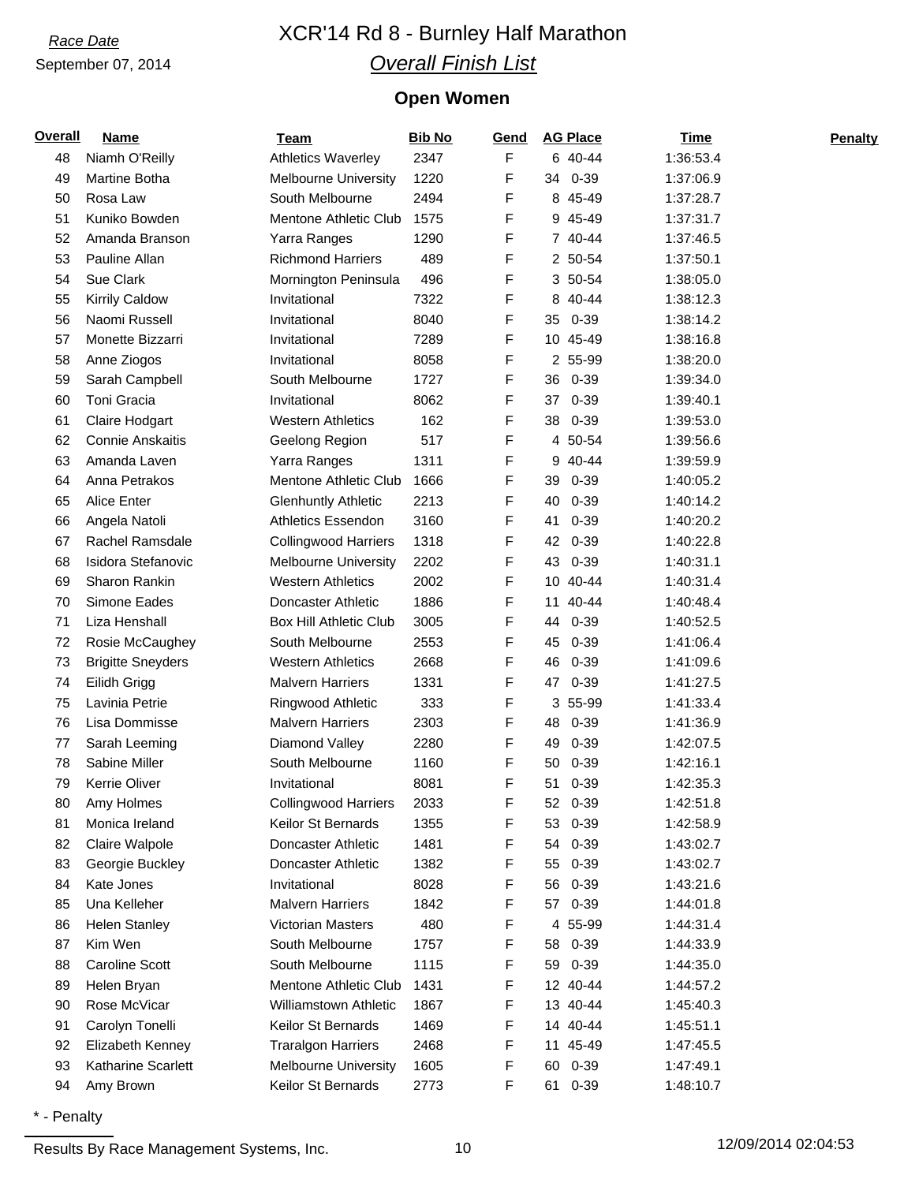*Race Date*

September 07, 2014

# XCR'14 Rd 8 - Burnley Half Marathon

## *Overall Finish List*

### Open Women

| Overall | Name | Team | Bib No | Gend | AG Place | Time | Penalty |
|---|---|---|---|---|---|---|---|
| 48 | Niamh O'Reilly | Athletics Waverley | 2347 | F | 6 40-44 | 1:36:53.4 | |
| 49 | Martine Botha | Melbourne University | 1220 | F | 34 0-39 | 1:37:06.9 | |
| 50 | Rosa Law | South Melbourne | 2494 | F | 8 45-49 | 1:37:28.7 | |
| 51 | Kuniko Bowden | Mentone Athletic Club | 1575 | F | 9 45-49 | 1:37:31.7 | |
| 52 | Amanda Branson | Yarra Ranges | 1290 | F | 7 40-44 | 1:37:46.5 | |
| 53 | Pauline Allan | Richmond Harriers | 489 | F | 2 50-54 | 1:37:50.1 | |
| 54 | Sue Clark | Mornington Peninsula | 496 | F | 3 50-54 | 1:38:05.0 | |
| 55 | Kirrily Caldow | Invitational | 7322 | F | 8 40-44 | 1:38:12.3 | |
| 56 | Naomi Russell | Invitational | 8040 | F | 35 0-39 | 1:38:14.2 | |
| 57 | Monette Bizzarri | Invitational | 7289 | F | 10 45-49 | 1:38:16.8 | |
| 58 | Anne Ziogos | Invitational | 8058 | F | 2 55-99 | 1:38:20.0 | |
| 59 | Sarah Campbell | South Melbourne | 1727 | F | 36 0-39 | 1:39:34.0 | |
| 60 | Toni Gracia | Invitational | 8062 | F | 37 0-39 | 1:39:40.1 | |
| 61 | Claire Hodgart | Western Athletics | 162 | F | 38 0-39 | 1:39:53.0 | |
| 62 | Connie Anskaitis | Geelong Region | 517 | F | 4 50-54 | 1:39:56.6 | |
| 63 | Amanda Laven | Yarra Ranges | 1311 | F | 9 40-44 | 1:39:59.9 | |
| 64 | Anna Petrakos | Mentone Athletic Club | 1666 | F | 39 0-39 | 1:40:05.2 | |
| 65 | Alice Enter | Glenhuntly Athletic | 2213 | F | 40 0-39 | 1:40:14.2 | |
| 66 | Angela Natoli | Athletics Essendon | 3160 | F | 41 0-39 | 1:40:20.2 | |
| 67 | Rachel Ramsdale | Collingwood Harriers | 1318 | F | 42 0-39 | 1:40:22.8 | |
| 68 | Isidora Stefanovic | Melbourne University | 2202 | F | 43 0-39 | 1:40:31.1 | |
| 69 | Sharon Rankin | Western Athletics | 2002 | F | 10 40-44 | 1:40:31.4 | |
| 70 | Simone Eades | Doncaster Athletic | 1886 | F | 11 40-44 | 1:40:48.4 | |
| 71 | Liza Henshall | Box Hill Athletic Club | 3005 | F | 44 0-39 | 1:40:52.5 | |
| 72 | Rosie McCaughey | South Melbourne | 2553 | F | 45 0-39 | 1:41:06.4 | |
| 73 | Brigitte Sneyders | Western Athletics | 2668 | F | 46 0-39 | 1:41:09.6 | |
| 74 | Eilidh Grigg | Malvern Harriers | 1331 | F | 47 0-39 | 1:41:27.5 | |
| 75 | Lavinia Petrie | Ringwood Athletic | 333 | F | 3 55-99 | 1:41:33.4 | |
| 76 | Lisa Dommisse | Malvern Harriers | 2303 | F | 48 0-39 | 1:41:36.9 | |
| 77 | Sarah Leeming | Diamond Valley | 2280 | F | 49 0-39 | 1:42:07.5 | |
| 78 | Sabine Miller | South Melbourne | 1160 | F | 50 0-39 | 1:42:16.1 | |
| 79 | Kerrie Oliver | Invitational | 8081 | F | 51 0-39 | 1:42:35.3 | |
| 80 | Amy Holmes | Collingwood Harriers | 2033 | F | 52 0-39 | 1:42:51.8 | |
| 81 | Monica Ireland | Keilor St Bernards | 1355 | F | 53 0-39 | 1:42:58.9 | |
| 82 | Claire Walpole | Doncaster Athletic | 1481 | F | 54 0-39 | 1:43:02.7 | |
| 83 | Georgie Buckley | Doncaster Athletic | 1382 | F | 55 0-39 | 1:43:02.7 | |
| 84 | Kate Jones | Invitational | 8028 | F | 56 0-39 | 1:43:21.6 | |
| 85 | Una Kelleher | Malvern Harriers | 1842 | F | 57 0-39 | 1:44:01.8 | |
| 86 | Helen Stanley | Victorian Masters | 480 | F | 4 55-99 | 1:44:31.4 | |
| 87 | Kim Wen | South Melbourne | 1757 | F | 58 0-39 | 1:44:33.9 | |
| 88 | Caroline Scott | South Melbourne | 1115 | F | 59 0-39 | 1:44:35.0 | |
| 89 | Helen Bryan | Mentone Athletic Club | 1431 | F | 12 40-44 | 1:44:57.2 | |
| 90 | Rose McVicar | Williamstown Athletic | 1867 | F | 13 40-44 | 1:45:40.3 | |
| 91 | Carolyn Tonelli | Keilor St Bernards | 1469 | F | 14 40-44 | 1:45:51.1 | |
| 92 | Elizabeth Kenney | Traralgon Harriers | 2468 | F | 11 45-49 | 1:47:45.5 | |
| 93 | Katharine Scarlett | Melbourne University | 1605 | F | 60 0-39 | 1:47:49.1 | |
| 94 | Amy Brown | Keilor St Bernards | 2773 | F | 61 0-39 | 1:48:10.7 | |

* - Penalty

Results By Race Management Systems, Inc. 12/09/2014 02:04:53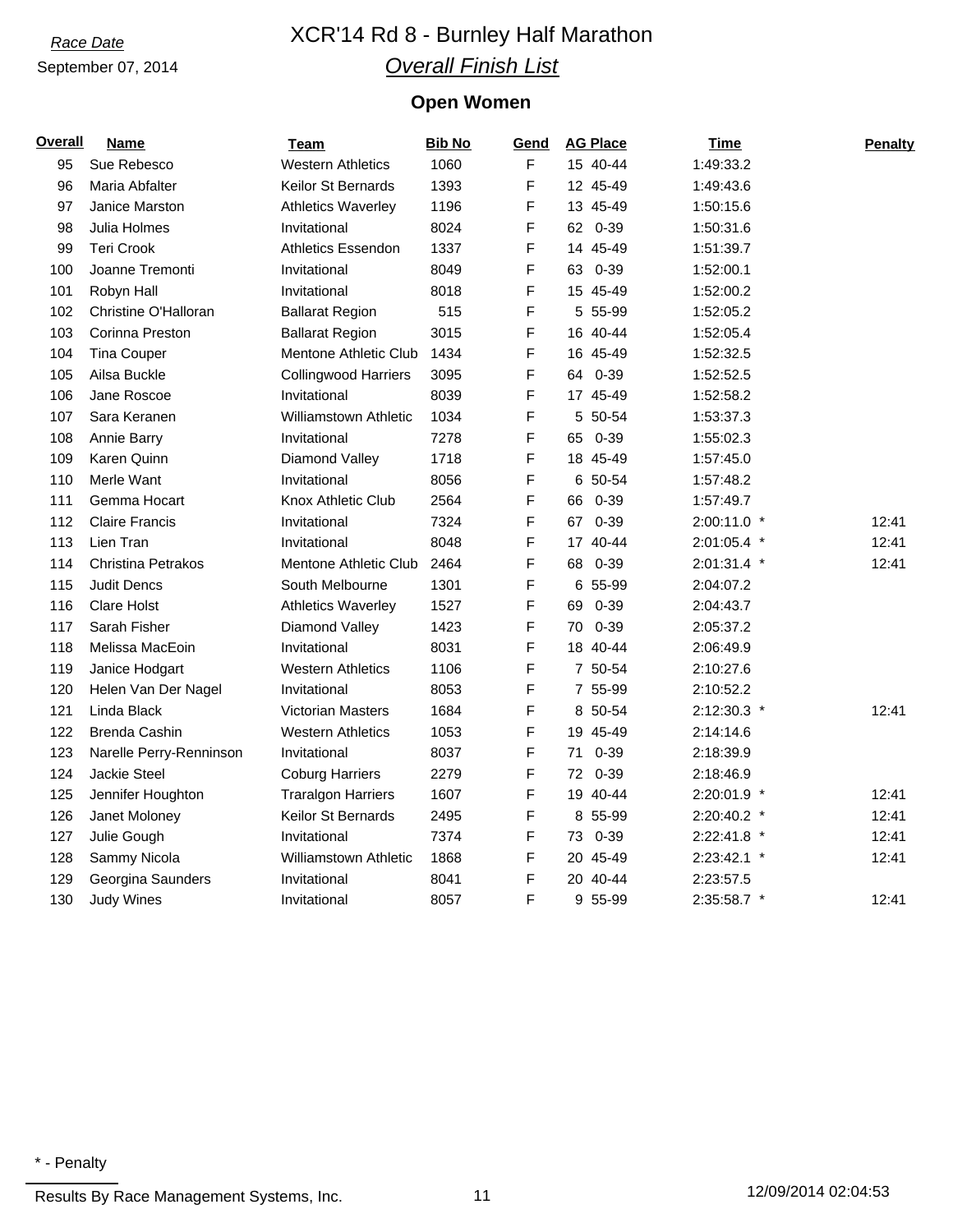Race Date

September 07, 2014

# XCR'14 Rd 8 - Burnley Half Marathon

## Overall Finish List

### Open Women

| Overall | Name | Team | Bib No | Gend | AG Place | Time | Penalty |
|---|---|---|---|---|---|---|---|
| 95 | Sue Rebesco | Western Athletics | 1060 | F | 15 40-44 | 1:49:33.2 | |
| 96 | Maria Abfalter | Keilor St Bernards | 1393 | F | 12 45-49 | 1:49:43.6 | |
| 97 | Janice Marston | Athletics Waverley | 1196 | F | 13 45-49 | 1:50:15.6 | |
| 98 | Julia Holmes | Invitational | 8024 | F | 62 0-39 | 1:50:31.6 | |
| 99 | Teri Crook | Athletics Essendon | 1337 | F | 14 45-49 | 1:51:39.7 | |
| 100 | Joanne Tremonti | Invitational | 8049 | F | 63 0-39 | 1:52:00.1 | |
| 101 | Robyn Hall | Invitational | 8018 | F | 15 45-49 | 1:52:00.2 | |
| 102 | Christine O'Halloran | Ballarat Region | 515 | F | 5 55-99 | 1:52:05.2 | |
| 103 | Corinna Preston | Ballarat Region | 3015 | F | 16 40-44 | 1:52:05.4 | |
| 104 | Tina Couper | Mentone Athletic Club | 1434 | F | 16 45-49 | 1:52:32.5 | |
| 105 | Ailsa Buckle | Collingwood Harriers | 3095 | F | 64 0-39 | 1:52:52.5 | |
| 106 | Jane Roscoe | Invitational | 8039 | F | 17 45-49 | 1:52:58.2 | |
| 107 | Sara Keranen | Williamstown Athletic | 1034 | F | 5 50-54 | 1:53:37.3 | |
| 108 | Annie Barry | Invitational | 7278 | F | 65 0-39 | 1:55:02.3 | |
| 109 | Karen Quinn | Diamond Valley | 1718 | F | 18 45-49 | 1:57:45.0 | |
| 110 | Merle Want | Invitational | 8056 | F | 6 50-54 | 1:57:48.2 | |
| 111 | Gemma Hocart | Knox Athletic Club | 2564 | F | 66 0-39 | 1:57:49.7 | |
| 112 | Claire Francis | Invitational | 7324 | F | 67 0-39 | 2:00:11.0 * | 12:41 |
| 113 | Lien Tran | Invitational | 8048 | F | 17 40-44 | 2:01:05.4 * | 12:41 |
| 114 | Christina Petrakos | Mentone Athletic Club | 2464 | F | 68 0-39 | 2:01:31.4 * | 12:41 |
| 115 | Judit Dencs | South Melbourne | 1301 | F | 6 55-99 | 2:04:07.2 | |
| 116 | Clare Holst | Athletics Waverley | 1527 | F | 69 0-39 | 2:04:43.7 | |
| 117 | Sarah Fisher | Diamond Valley | 1423 | F | 70 0-39 | 2:05:37.2 | |
| 118 | Melissa MacEoin | Invitational | 8031 | F | 18 40-44 | 2:06:49.9 | |
| 119 | Janice Hodgart | Western Athletics | 1106 | F | 7 50-54 | 2:10:27.6 | |
| 120 | Helen Van Der Nagel | Invitational | 8053 | F | 7 55-99 | 2:10:52.2 | |
| 121 | Linda Black | Victorian Masters | 1684 | F | 8 50-54 | 2:12:30.3 * | 12:41 |
| 122 | Brenda Cashin | Western Athletics | 1053 | F | 19 45-49 | 2:14:14.6 | |
| 123 | Narelle Perry-Renninson | Invitational | 8037 | F | 71 0-39 | 2:18:39.9 | |
| 124 | Jackie Steel | Coburg Harriers | 2279 | F | 72 0-39 | 2:18:46.9 | |
| 125 | Jennifer Houghton | Traralgon Harriers | 1607 | F | 19 40-44 | 2:20:01.9 * | 12:41 |
| 126 | Janet Moloney | Keilor St Bernards | 2495 | F | 8 55-99 | 2:20:40.2 * | 12:41 |
| 127 | Julie Gough | Invitational | 7374 | F | 73 0-39 | 2:22:41.8 * | 12:41 |
| 128 | Sammy Nicola | Williamstown Athletic | 1868 | F | 20 45-49 | 2:23:42.1 * | 12:41 |
| 129 | Georgina Saunders | Invitational | 8041 | F | 20 40-44 | 2:23:57.5 | |
| 130 | Judy Wines | Invitational | 8057 | F | 9 55-99 | 2:35:58.7 * | 12:41 |

\* - Penalty

Results By Race Management Systems, Inc. 12/09/2014 02:04:53